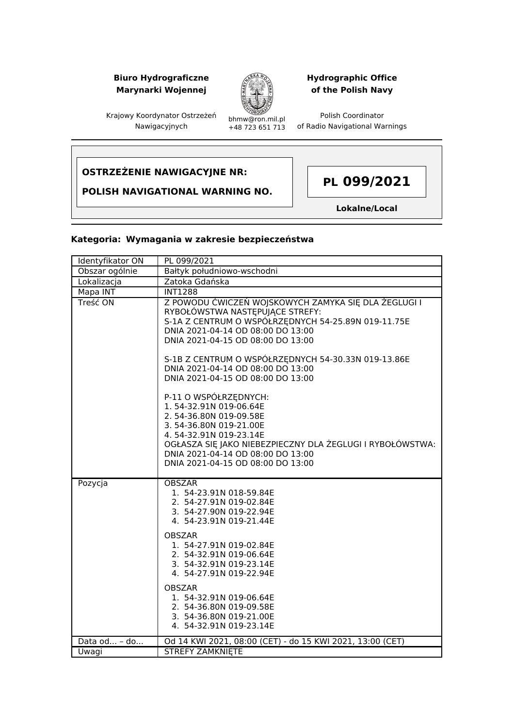**Biuro Hydrograficzne Marynarki Wojennej**

Krajowy Koordynator Ostrzeżeń Nawigacyjnych

bhmw@ron.mil.pl
+48 723 651 713

**Hydrographic Office of the Polish Navy**

Polish Coordinator of Radio Navigational Warnings

---

**OSTRZEŻENIE NAWIGACYJNE NR:**

**POLISH NAVIGATIONAL WARNING NO.**

# PL 099/2021

**Lokalne/Local**

---

**Kategoria: Wymagania w zakresie bezpieczeństwa**

| | |
|---|---|
| Identyfikator ON | PL 099/2021 |
| Obszar ogólnie | Bałtyk południowo-wschodni |
| Lokalizacja | Zatoka Gdańska |
| Mapa INT | INT1288 |
| Treść ON | Z POWODU ĆWICZEŃ WOJSKOWYCH ZAMYKA SIĘ DLA ŻEGLUGI I RYBOŁÓWSTWA NASTĘPUJĄCE STREFY:<br>S-1A Z CENTRUM O WSPÓŁRZĘDNYCH 54-25.89N 019-11.75E<br>DNIA 2021-04-14 OD 08:00 DO 13:00<br>DNIA 2021-04-15 OD 08:00 DO 13:00<br><br>S-1B Z CENTRUM O WSPÓŁRZĘDNYCH 54-30.33N 019-13.86E<br>DNIA 2021-04-14 OD 08:00 DO 13:00<br>DNIA 2021-04-15 OD 08:00 DO 13:00<br><br>P-11 O WSPÓŁRZĘDNYCH:<br>1. 54-32.91N 019-06.64E<br>2. 54-36.80N 019-09.58E<br>3. 54-36.80N 019-21.00E<br>4. 54-32.91N 019-23.14E<br>OGŁASZA SIĘ JAKO NIEBEZPIECZNY DLA ŻEGLUGI I RYBOŁÓWSTWA:<br>DNIA 2021-04-14 OD 08:00 DO 13:00<br>DNIA 2021-04-15 OD 08:00 DO 13:00 |
| Pozycja | OBSZAR<br>1. 54-23.91N 018-59.84E<br>2. 54-27.91N 019-02.84E<br>3. 54-27.90N 019-22.94E<br>4. 54-23.91N 019-21.44E<br><br>OBSZAR<br>1. 54-27.91N 019-02.84E<br>2. 54-32.91N 019-06.64E<br>3. 54-32.91N 019-23.14E<br>4. 54-27.91N 019-22.94E<br><br>OBSZAR<br>1. 54-32.91N 019-06.64E<br>2. 54-36.80N 019-09.58E<br>3. 54-36.80N 019-21.00E<br>4. 54-32.91N 019-23.14E |
| Data od... – do... | Od 14 KWI 2021, 08:00 (CET) - do 15 KWI 2021, 13:00 (CET) |
| Uwagi | STREFY ZAMKNIĘTE |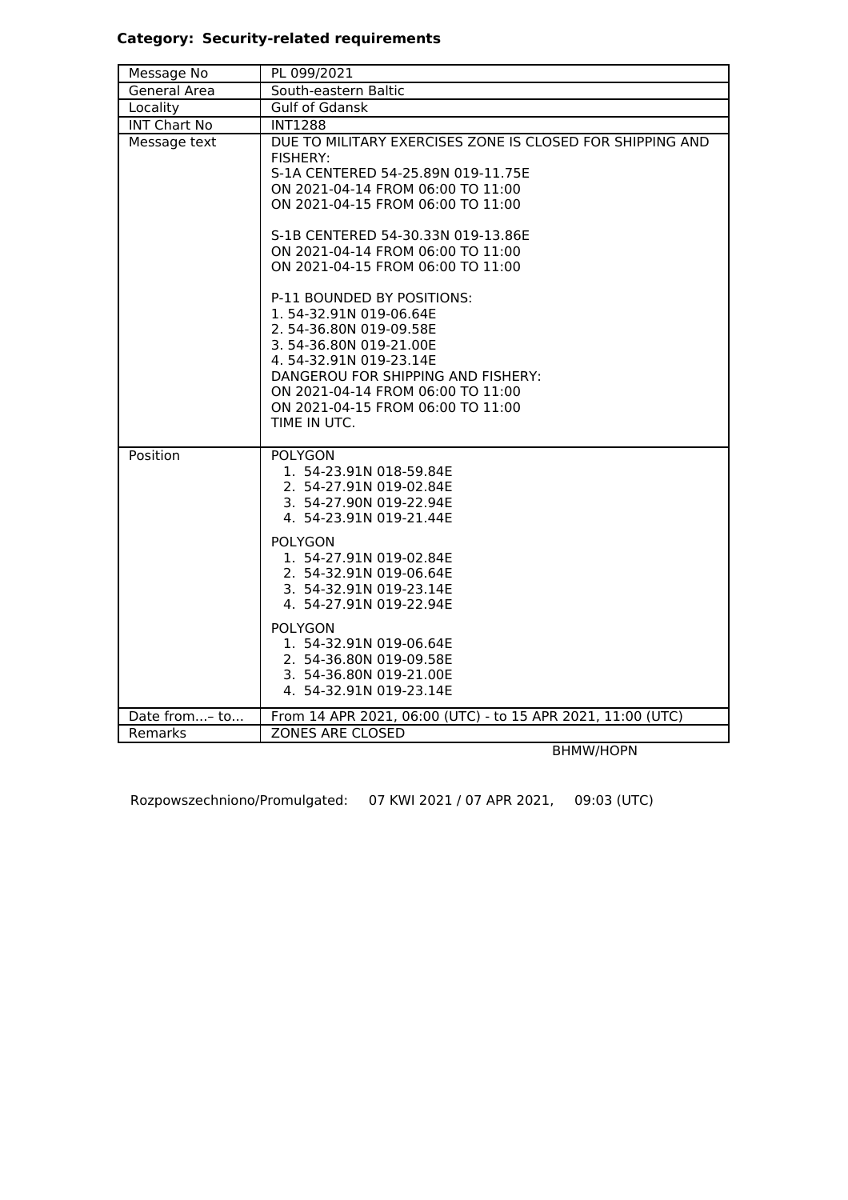**Category: Security-related requirements**

| | |
|---|---|
| Message No | PL 099/2021 |
| General Area | South-eastern Baltic |
| Locality | Gulf of Gdansk |
| INT Chart No | INT1288 |
| Message text | DUE TO MILITARY EXERCISES ZONE IS CLOSED FOR SHIPPING AND FISHERY:<br>S-1A CENTERED 54-25.89N 019-11.75E<br>ON 2021-04-14 FROM 06:00 TO 11:00<br>ON 2021-04-15 FROM 06:00 TO 11:00<br><br>S-1B CENTERED 54-30.33N 019-13.86E<br>ON 2021-04-14 FROM 06:00 TO 11:00<br>ON 2021-04-15 FROM 06:00 TO 11:00<br><br>P-11 BOUNDED BY POSITIONS:<br>1. 54-32.91N 019-06.64E<br>2. 54-36.80N 019-09.58E<br>3. 54-36.80N 019-21.00E<br>4. 54-32.91N 019-23.14E<br>DANGEROU FOR SHIPPING AND FISHERY:<br>ON 2021-04-14 FROM 06:00 TO 11:00<br>ON 2021-04-15 FROM 06:00 TO 11:00<br>TIME IN UTC. |
| Position | POLYGON<br>1. 54-23.91N 018-59.84E<br>2. 54-27.91N 019-02.84E<br>3. 54-27.90N 019-22.94E<br>4. 54-23.91N 019-21.44E<br><br>POLYGON<br>1. 54-27.91N 019-02.84E<br>2. 54-32.91N 019-06.64E<br>3. 54-32.91N 019-23.14E<br>4. 54-27.91N 019-22.94E<br><br>POLYGON<br>1. 54-32.91N 019-06.64E<br>2. 54-36.80N 019-09.58E<br>3. 54-36.80N 019-21.00E<br>4. 54-32.91N 019-23.14E |
| Date from...– to... | From 14 APR 2021, 06:00 (UTC) - to 15 APR 2021, 11:00 (UTC) |
| Remarks | ZONES ARE CLOSED |

BHMW/HOPN

Rozpowszechniono/Promulgated: 07 KWI 2021 / 07 APR 2021, 09:03 (UTC)